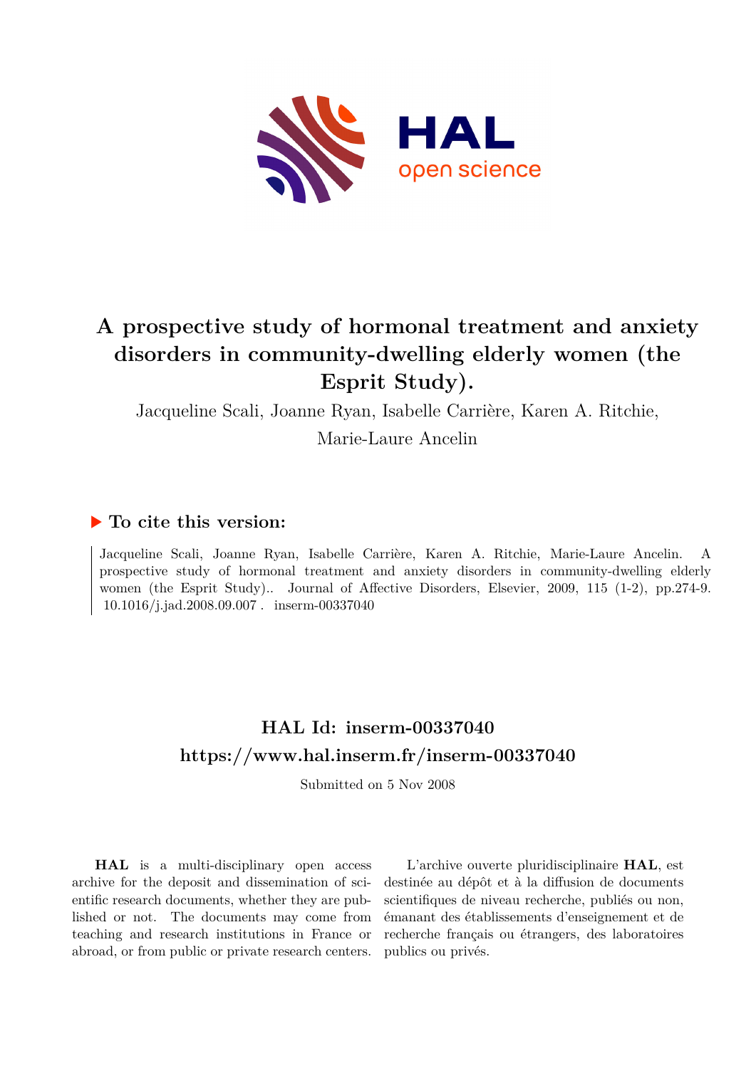# A prospective study of hormonal treatment and anxiety disorders in community-dwelling elderly women (the Esprit Study).

Jacqueline Scali, Joanne Ryan, Isabelle Carrière, Karen A. Ritchie, Marie-Laure Ancelin

## ▶ To cite this version:

Jacqueline Scali, Joanne Ryan, Isabelle Carrière, Karen A. Ritchie, Marie-Laure Ancelin. A prospective study of hormonal treatment and anxiety disorders in community-dwelling elderly women (the Esprit Study).. Journal of Affective Disorders, Elsevier, 2009, 115 (1-2), pp.274-9. 10.1016/j.jad.2008.09.007 . inserm-00337040

## HAL Id: inserm-00337040
## https://www.hal.inserm.fr/inserm-00337040

Submitted on 5 Nov 2008

**HAL** is a multi-disciplinary open access archive for the deposit and dissemination of scientific research documents, whether they are published or not. The documents may come from teaching and research institutions in France or abroad, or from public or private research centers.

L'archive ouverte pluridisciplinaire **HAL**, est destinée au dépôt et à la diffusion de documents scientifiques de niveau recherche, publiés ou non, émanant des établissements d'enseignement et de recherche français ou étrangers, des laboratoires publics ou privés.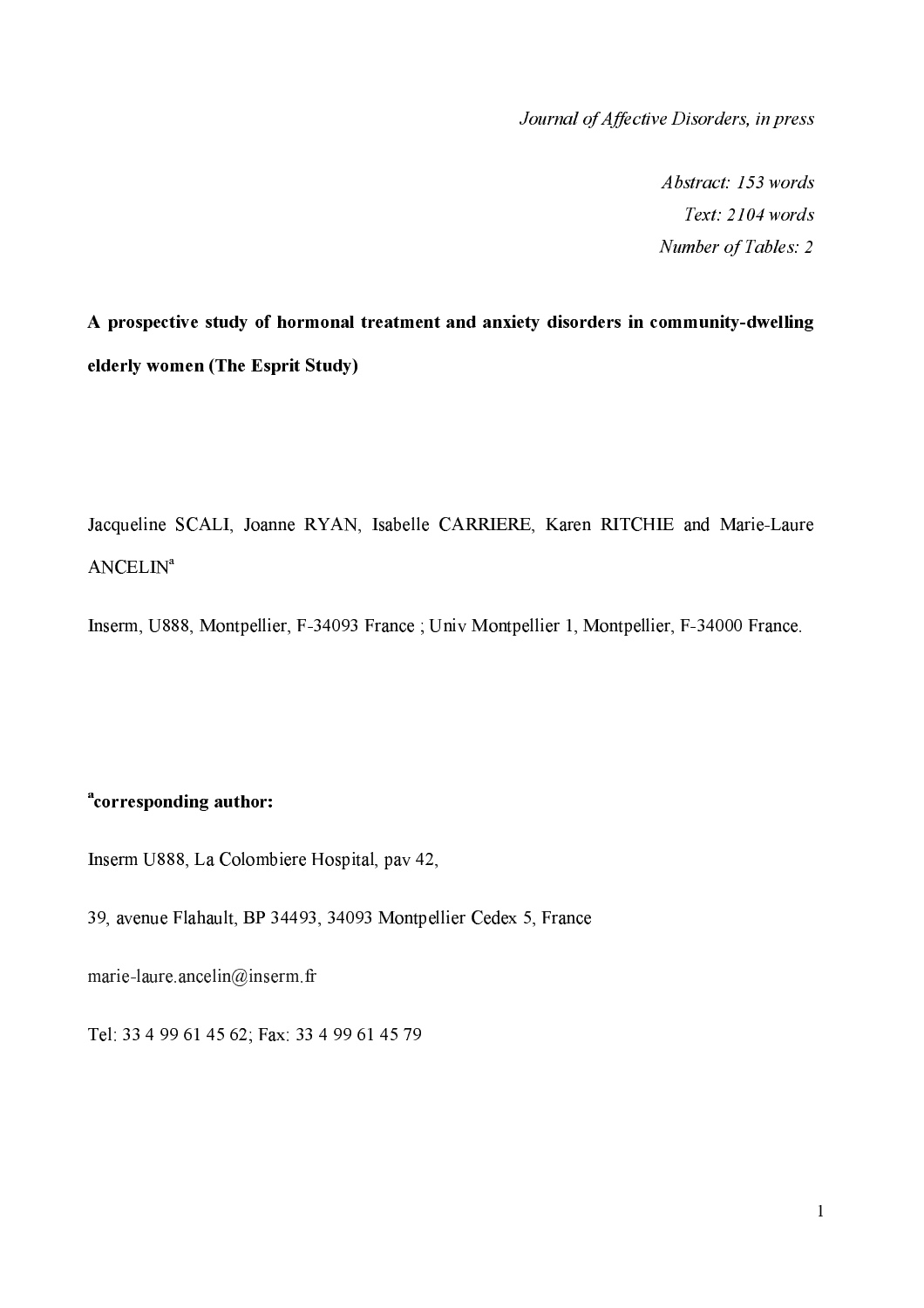*Journal of Affective Disorders, in press*

*Abstract: 153 words*
*Text: 2104 words*
*Number of Tables: 2*

**A prospective study of hormonal treatment and anxiety disorders in community-dwelling elderly women (The Esprit Study)**

Jacqueline SCALI, Joanne RYAN, Isabelle CARRIERE, Karen RITCHIE and Marie-Laure ANCELIN[a]

Inserm, U888, Montpellier, F-34093 France ; Univ Montpellier 1, Montpellier, F-34000 France.

**[a]corresponding author:**

Inserm U888, La Colombiere Hospital, pav 42,

39, avenue Flahault, BP 34493, 34093 Montpellier Cedex 5, France

marie-laure.ancelin@inserm.fr

Tel: 33 4 99 61 45 62; Fax: 33 4 99 61 45 79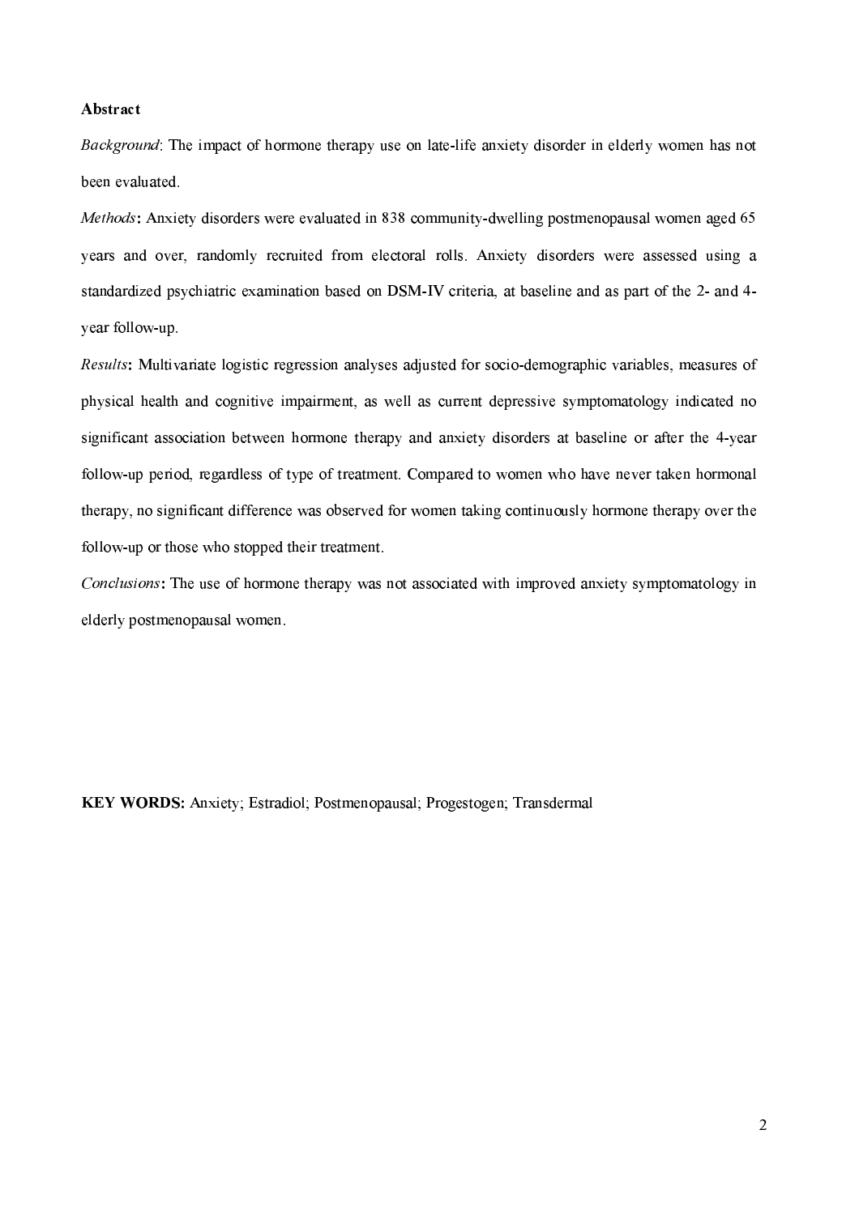**Abstract**

*Background*: The impact of hormone therapy use on late-life anxiety disorder in elderly women has not been evaluated.

*Methods*: Anxiety disorders were evaluated in 838 community-dwelling postmenopausal women aged 65 years and over, randomly recruited from electoral rolls. Anxiety disorders were assessed using a standardized psychiatric examination based on DSM-IV criteria, at baseline and as part of the 2- and 4-year follow-up.

*Results*: Multivariate logistic regression analyses adjusted for socio-demographic variables, measures of physical health and cognitive impairment, as well as current depressive symptomatology indicated no significant association between hormone therapy and anxiety disorders at baseline or after the 4-year follow-up period, regardless of type of treatment. Compared to women who have never taken hormonal therapy, no significant difference was observed for women taking continuously hormone therapy over the follow-up or those who stopped their treatment.

*Conclusions*: The use of hormone therapy was not associated with improved anxiety symptomatology in elderly postmenopausal women.

**KEY WORDS:** Anxiety; Estradiol; Postmenopausal; Progestogen; Transdermal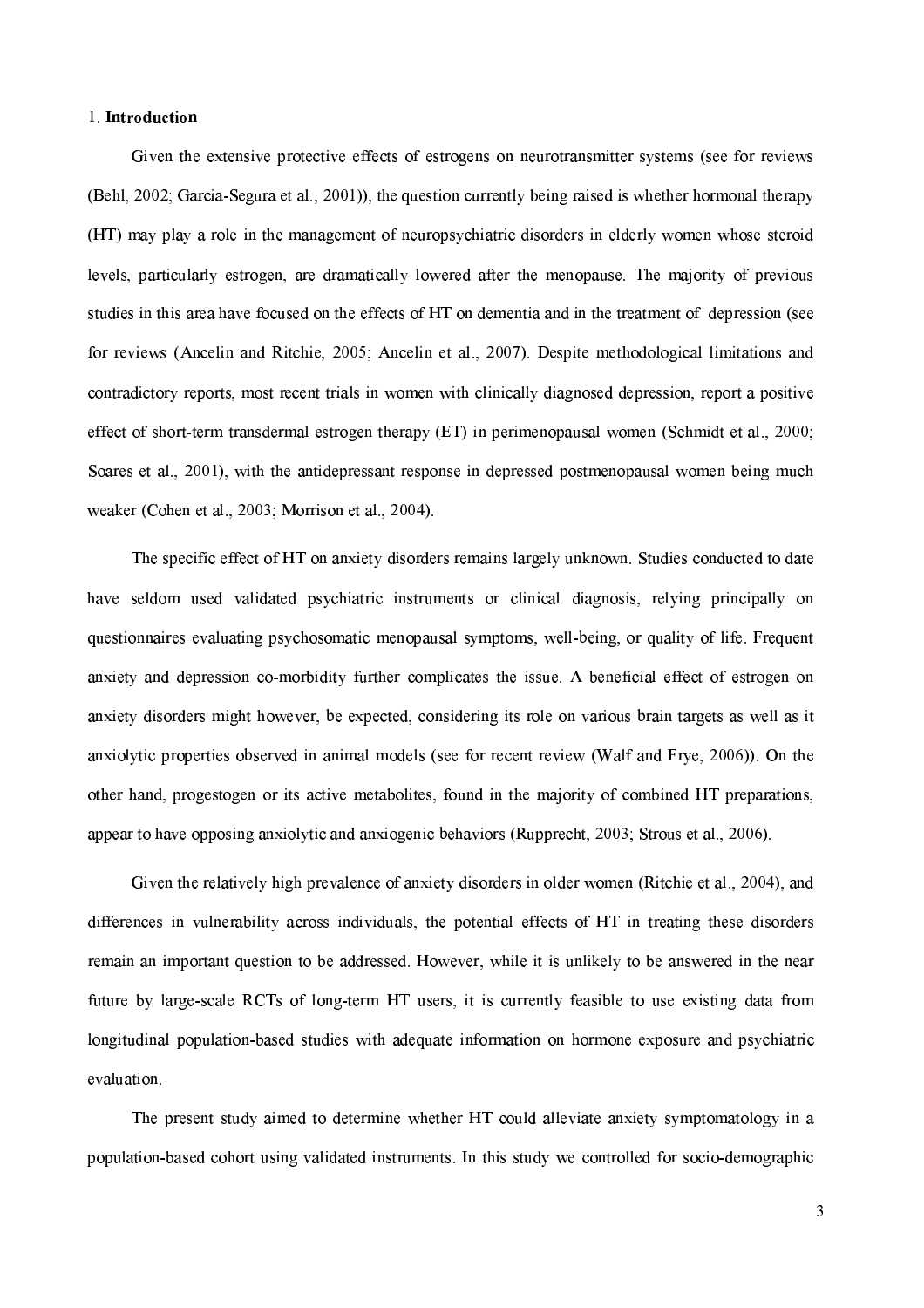## 1. Introduction

Given the extensive protective effects of estrogens on neurotransmitter systems (see for reviews (Behl, 2002; Garcia-Segura et al., 2001)), the question currently being raised is whether hormonal therapy (HT) may play a role in the management of neuropsychiatric disorders in elderly women whose steroid levels, particularly estrogen, are dramatically lowered after the menopause. The majority of previous studies in this area have focused on the effects of HT on dementia and in the treatment of depression (see for reviews (Ancelin and Ritchie, 2005; Ancelin et al., 2007). Despite methodological limitations and contradictory reports, most recent trials in women with clinically diagnosed depression, report a positive effect of short-term transdermal estrogen therapy (ET) in perimenopausal women (Schmidt et al., 2000; Soares et al., 2001), with the antidepressant response in depressed postmenopausal women being much weaker (Cohen et al., 2003; Morrison et al., 2004).

The specific effect of HT on anxiety disorders remains largely unknown. Studies conducted to date have seldom used validated psychiatric instruments or clinical diagnosis, relying principally on questionnaires evaluating psychosomatic menopausal symptoms, well-being, or quality of life. Frequent anxiety and depression co-morbidity further complicates the issue. A beneficial effect of estrogen on anxiety disorders might however, be expected, considering its role on various brain targets as well as it anxiolytic properties observed in animal models (see for recent review (Walf and Frye, 2006)). On the other hand, progestogen or its active metabolites, found in the majority of combined HT preparations, appear to have opposing anxiolytic and anxiogenic behaviors (Rupprecht, 2003; Strous et al., 2006).

Given the relatively high prevalence of anxiety disorders in older women (Ritchie et al., 2004), and differences in vulnerability across individuals, the potential effects of HT in treating these disorders remain an important question to be addressed. However, while it is unlikely to be answered in the near future by large-scale RCTs of long-term HT users, it is currently feasible to use existing data from longitudinal population-based studies with adequate information on hormone exposure and psychiatric evaluation.

The present study aimed to determine whether HT could alleviate anxiety symptomatology in a population-based cohort using validated instruments. In this study we controlled for socio-demographic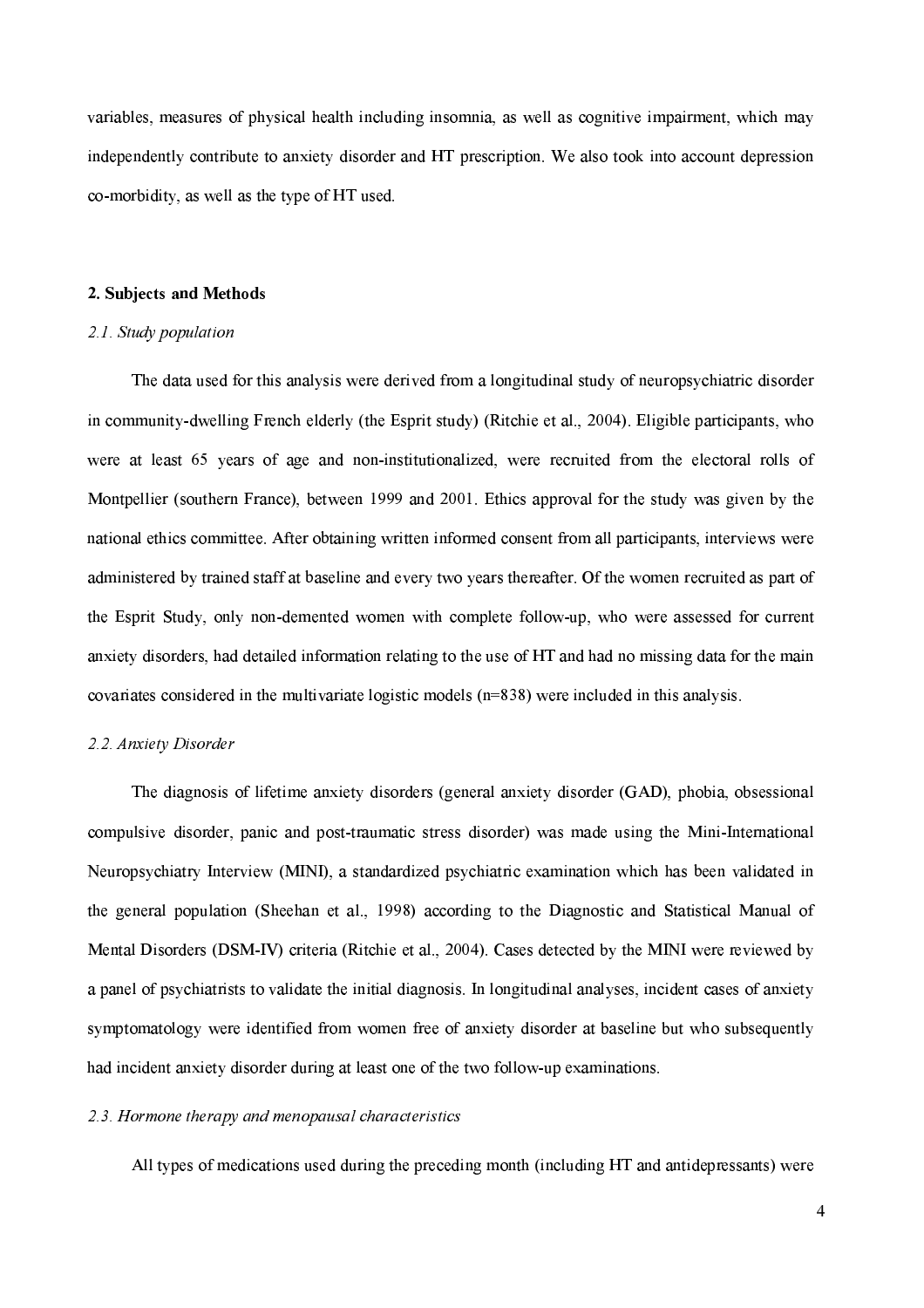variables, measures of physical health including insomnia, as well as cognitive impairment, which may independently contribute to anxiety disorder and HT prescription. We also took into account depression co-morbidity, as well as the type of HT used.

## 2. Subjects and Methods

### *2.1. Study population*

The data used for this analysis were derived from a longitudinal study of neuropsychiatric disorder in community-dwelling French elderly (the Esprit study) (Ritchie et al., 2004). Eligible participants, who were at least 65 years of age and non-institutionalized, were recruited from the electoral rolls of Montpellier (southern France), between 1999 and 2001. Ethics approval for the study was given by the national ethics committee. After obtaining written informed consent from all participants, interviews were administered by trained staff at baseline and every two years thereafter. Of the women recruited as part of the Esprit Study, only non-demented women with complete follow-up, who were assessed for current anxiety disorders, had detailed information relating to the use of HT and had no missing data for the main covariates considered in the multivariate logistic models (n=838) were included in this analysis.

### *2.2. Anxiety Disorder*

The diagnosis of lifetime anxiety disorders (general anxiety disorder (GAD), phobia, obsessional compulsive disorder, panic and post-traumatic stress disorder) was made using the Mini-International Neuropsychiatry Interview (MINI), a standardized psychiatric examination which has been validated in the general population (Sheehan et al., 1998) according to the Diagnostic and Statistical Manual of Mental Disorders (DSM-IV) criteria (Ritchie et al., 2004). Cases detected by the MINI were reviewed by a panel of psychiatrists to validate the initial diagnosis. In longitudinal analyses, incident cases of anxiety symptomatology were identified from women free of anxiety disorder at baseline but who subsequently had incident anxiety disorder during at least one of the two follow-up examinations.

### *2.3. Hormone therapy and menopausal characteristics*

All types of medications used during the preceding month (including HT and antidepressants) were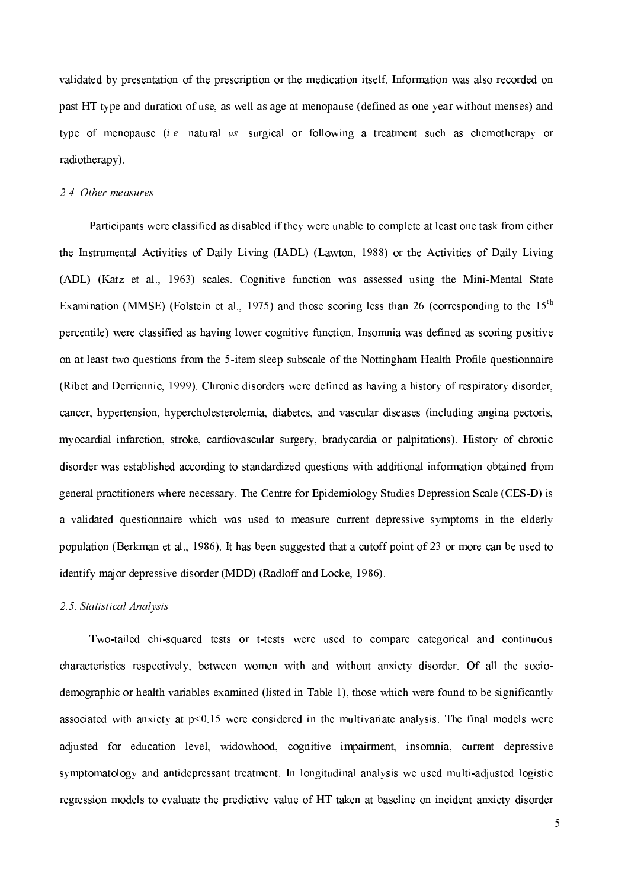validated by presentation of the prescription or the medication itself. Information was also recorded on past HT type and duration of use, as well as age at menopause (defined as one year without menses) and type of menopause (*i.e.* natural *vs.* surgical or following a treatment such as chemotherapy or radiotherapy).

### *2.4. Other measures*

Participants were classified as disabled if they were unable to complete at least one task from either the Instrumental Activities of Daily Living (IADL) (Lawton, 1988) or the Activities of Daily Living (ADL) (Katz et al., 1963) scales. Cognitive function was assessed using the Mini-Mental State Examination (MMSE) (Folstein et al., 1975) and those scoring less than 26 (corresponding to the $15^{th}$ percentile) were classified as having lower cognitive function. Insomnia was defined as scoring positive on at least two questions from the 5-item sleep subscale of the Nottingham Health Profile questionnaire (Ribet and Derriennic, 1999). Chronic disorders were defined as having a history of respiratory disorder, cancer, hypertension, hypercholesterolemia, diabetes, and vascular diseases (including angina pectoris, myocardial infarction, stroke, cardiovascular surgery, bradycardia or palpitations). History of chronic disorder was established according to standardized questions with additional information obtained from general practitioners where necessary. The Centre for Epidemiology Studies Depression Scale (CES-D) is a validated questionnaire which was used to measure current depressive symptoms in the elderly population (Berkman et al., 1986). It has been suggested that a cutoff point of 23 or more can be used to identify major depressive disorder (MDD) (Radloff and Locke, 1986).

### *2.5. Statistical Analysis*

Two-tailed chi-squared tests or t-tests were used to compare categorical and continuous characteristics respectively, between women with and without anxiety disorder. Of all the socio-demographic or health variables examined (listed in Table 1), those which were found to be significantly associated with anxiety at $p<0.15$ were considered in the multivariate analysis. The final models were adjusted for education level, widowhood, cognitive impairment, insomnia, current depressive symptomatology and antidepressant treatment. In longitudinal analysis we used multi-adjusted logistic regression models to evaluate the predictive value of HT taken at baseline on incident anxiety disorder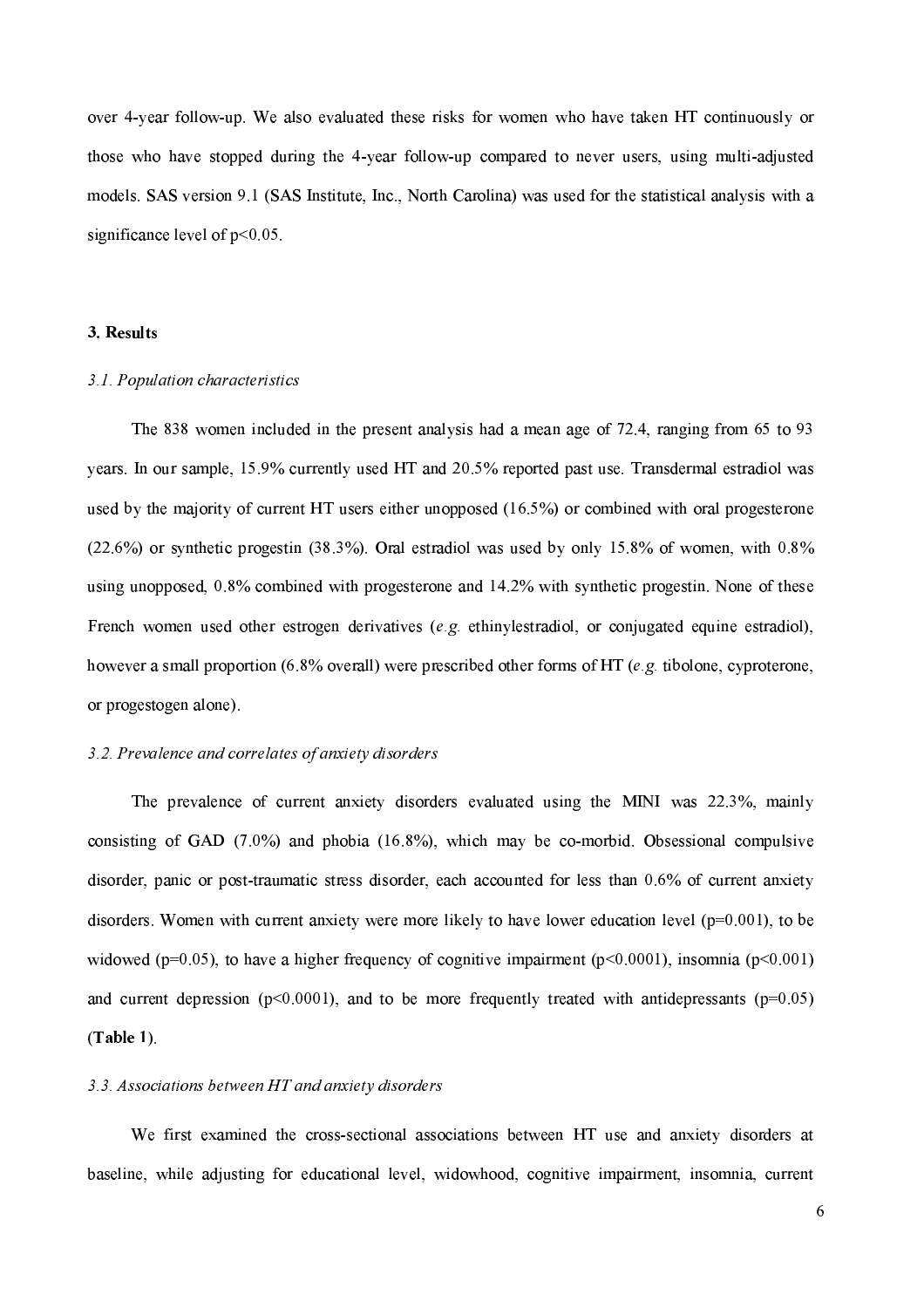over 4-year follow-up. We also evaluated these risks for women who have taken HT continuously or those who have stopped during the 4-year follow-up compared to never users, using multi-adjusted models. SAS version 9.1 (SAS Institute, Inc., North Carolina) was used for the statistical analysis with a significance level of $p<0.05$.

## 3. Results

### *3.1. Population characteristics*

The 838 women included in the present analysis had a mean age of 72.4, ranging from 65 to 93 years. In our sample, 15.9% currently used HT and 20.5% reported past use. Transdermal estradiol was used by the majority of current HT users either unopposed (16.5%) or combined with oral progesterone (22.6%) or synthetic progestin (38.3%). Oral estradiol was used by only 15.8% of women, with 0.8% using unopposed, 0.8% combined with progesterone and 14.2% with synthetic progestin. None of these French women used other estrogen derivatives (*e.g.* ethinylestradiol, or conjugated equine estradiol), however a small proportion (6.8% overall) were prescribed other forms of HT (*e.g.* tibolone, cyproterone, or progestogen alone).

### *3.2. Prevalence and correlates of anxiety disorders*

The prevalence of current anxiety disorders evaluated using the MINI was 22.3%, mainly consisting of GAD (7.0%) and phobia (16.8%), which may be co-morbid. Obsessional compulsive disorder, panic or post-traumatic stress disorder, each accounted for less than 0.6% of current anxiety disorders. Women with current anxiety were more likely to have lower education level ($p=0.001$), to be widowed ($p=0.05$), to have a higher frequency of cognitive impairment ($p<0.0001$), insomnia ($p<0.001$) and current depression ($p<0.0001$), and to be more frequently treated with antidepressants ($p=0.05$) (**Table 1**).

### *3.3. Associations between HT and anxiety disorders*

We first examined the cross-sectional associations between HT use and anxiety disorders at baseline, while adjusting for educational level, widowhood, cognitive impairment, insomnia, current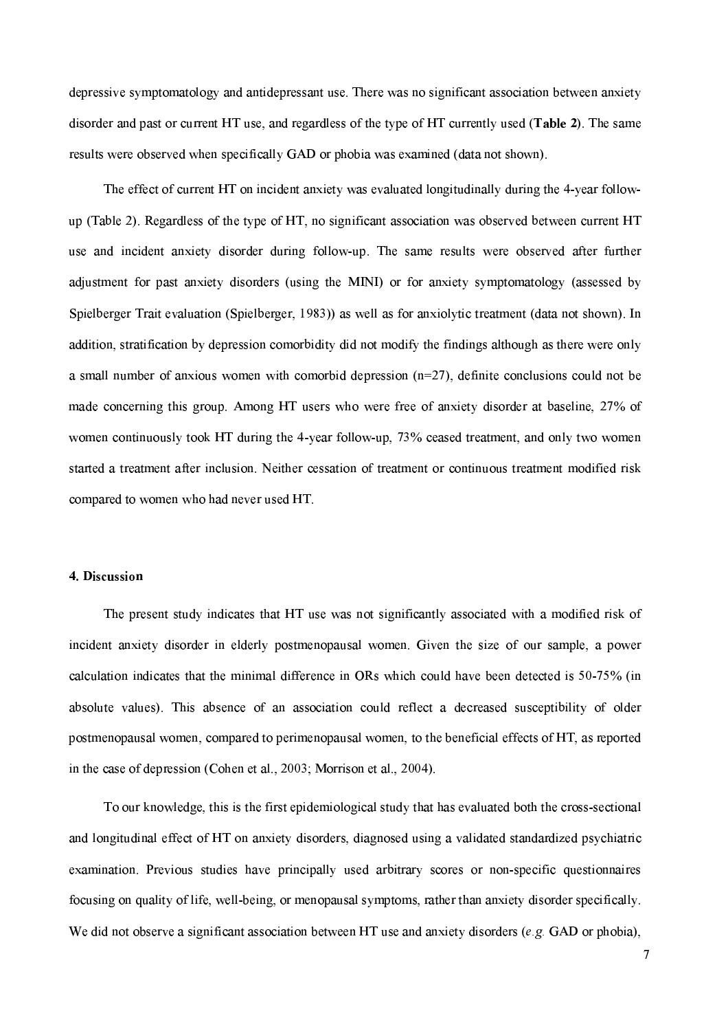depressive symptomatology and antidepressant use. There was no significant association between anxiety disorder and past or current HT use, and regardless of the type of HT currently used (**Table 2**). The same results were observed when specifically GAD or phobia was examined (data not shown).

The effect of current HT on incident anxiety was evaluated longitudinally during the 4-year follow-up (Table 2). Regardless of the type of HT, no significant association was observed between current HT use and incident anxiety disorder during follow-up. The same results were observed after further adjustment for past anxiety disorders (using the MINI) or for anxiety symptomatology (assessed by Spielberger Trait evaluation (Spielberger, 1983)) as well as for anxiolytic treatment (data not shown). In addition, stratification by depression comorbidity did not modify the findings although as there were only a small number of anxious women with comorbid depression (n=27), definite conclusions could not be made concerning this group. Among HT users who were free of anxiety disorder at baseline, 27% of women continuously took HT during the 4-year follow-up, 73% ceased treatment, and only two women started a treatment after inclusion. Neither cessation of treatment or continuous treatment modified risk compared to women who had never used HT.

## 4. Discussion

The present study indicates that HT use was not significantly associated with a modified risk of incident anxiety disorder in elderly postmenopausal women. Given the size of our sample, a power calculation indicates that the minimal difference in ORs which could have been detected is 50-75% (in absolute values). This absence of an association could reflect a decreased susceptibility of older postmenopausal women, compared to perimenopausal women, to the beneficial effects of HT, as reported in the case of depression (Cohen et al., 2003; Morrison et al., 2004).

To our knowledge, this is the first epidemiological study that has evaluated both the cross-sectional and longitudinal effect of HT on anxiety disorders, diagnosed using a validated standardized psychiatric examination. Previous studies have principally used arbitrary scores or non-specific questionnaires focusing on quality of life, well-being, or menopausal symptoms, rather than anxiety disorder specifically. We did not observe a significant association between HT use and anxiety disorders (*e.g.* GAD or phobia),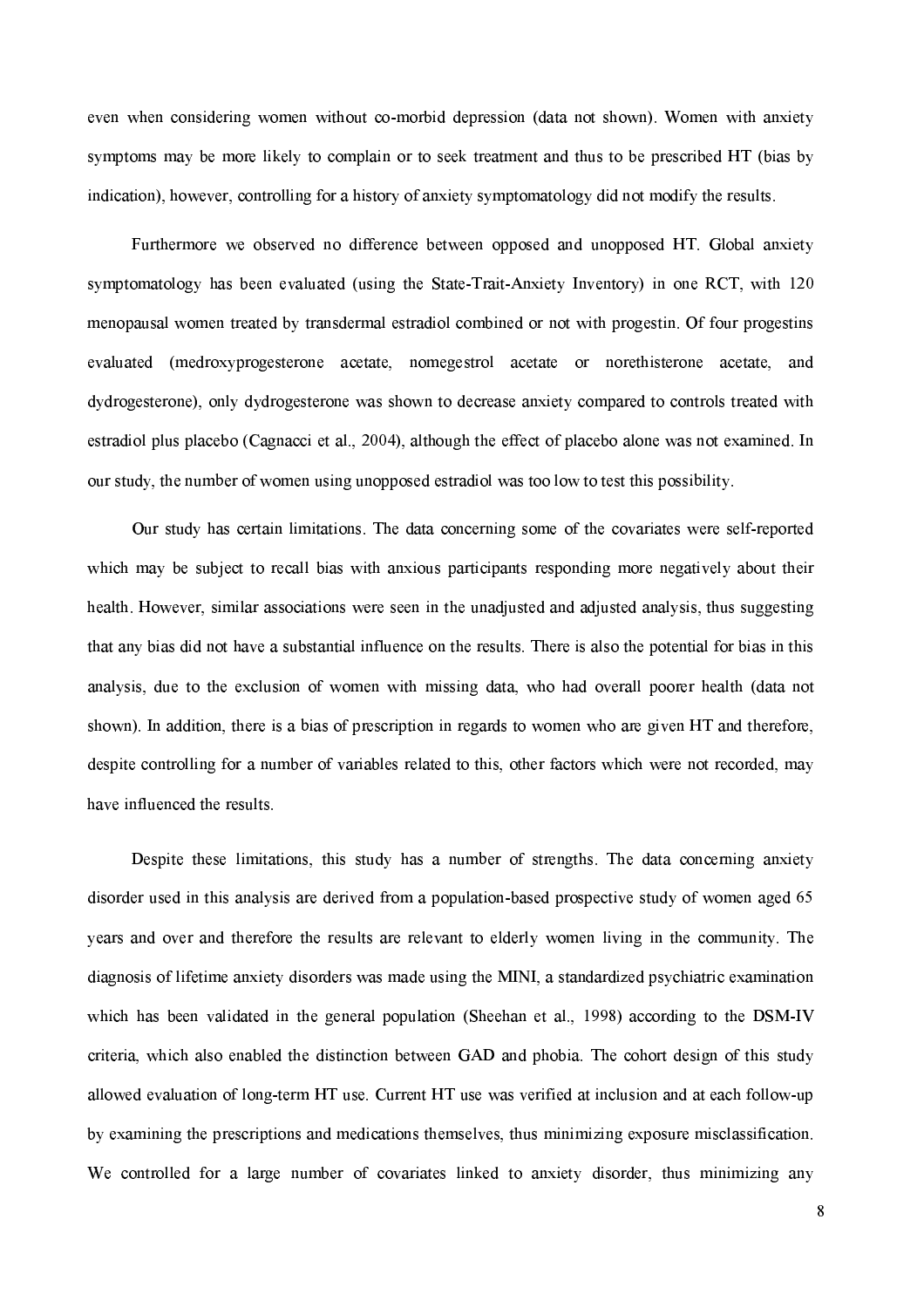even when considering women without co-morbid depression (data not shown). Women with anxiety symptoms may be more likely to complain or to seek treatment and thus to be prescribed HT (bias by indication), however, controlling for a history of anxiety symptomatology did not modify the results.

Furthermore we observed no difference between opposed and unopposed HT. Global anxiety symptomatology has been evaluated (using the State-Trait-Anxiety Inventory) in one RCT, with 120 menopausal women treated by transdermal estradiol combined or not with progestin. Of four progestins evaluated (medroxyprogesterone acetate, nomegestrol acetate or norethisterone acetate, and dydrogesterone), only dydrogesterone was shown to decrease anxiety compared to controls treated with estradiol plus placebo (Cagnacci et al., 2004), although the effect of placebo alone was not examined. In our study, the number of women using unopposed estradiol was too low to test this possibility.

Our study has certain limitations. The data concerning some of the covariates were self-reported which may be subject to recall bias with anxious participants responding more negatively about their health. However, similar associations were seen in the unadjusted and adjusted analysis, thus suggesting that any bias did not have a substantial influence on the results. There is also the potential for bias in this analysis, due to the exclusion of women with missing data, who had overall poorer health (data not shown). In addition, there is a bias of prescription in regards to women who are given HT and therefore, despite controlling for a number of variables related to this, other factors which were not recorded, may have influenced the results.

Despite these limitations, this study has a number of strengths. The data concerning anxiety disorder used in this analysis are derived from a population-based prospective study of women aged 65 years and over and therefore the results are relevant to elderly women living in the community. The diagnosis of lifetime anxiety disorders was made using the MINI, a standardized psychiatric examination which has been validated in the general population (Sheehan et al., 1998) according to the DSM-IV criteria, which also enabled the distinction between GAD and phobia. The cohort design of this study allowed evaluation of long-term HT use. Current HT use was verified at inclusion and at each follow-up by examining the prescriptions and medications themselves, thus minimizing exposure misclassification. We controlled for a large number of covariates linked to anxiety disorder, thus minimizing any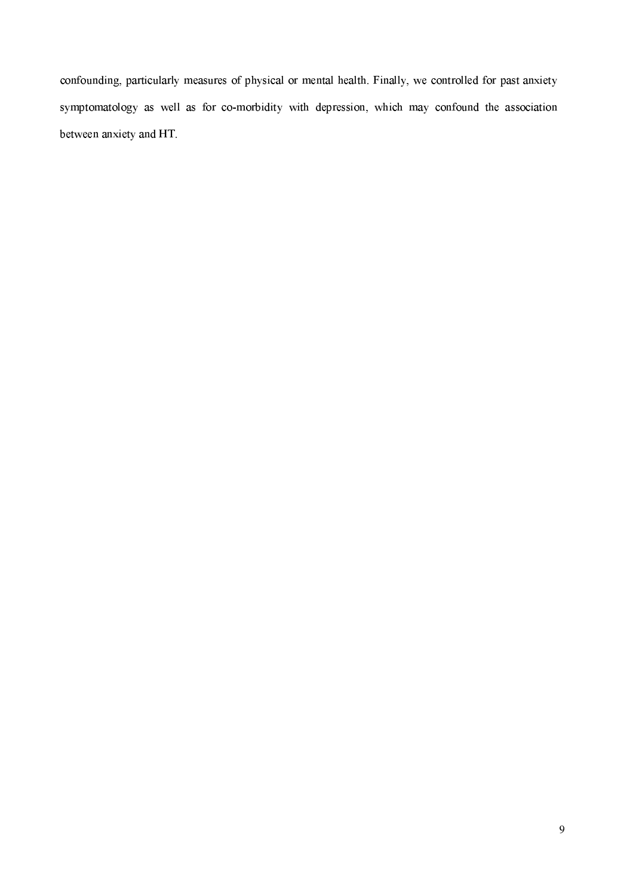confounding, particularly measures of physical or mental health. Finally, we controlled for past anxiety symptomatology as well as for co-morbidity with depression, which may confound the association between anxiety and HT.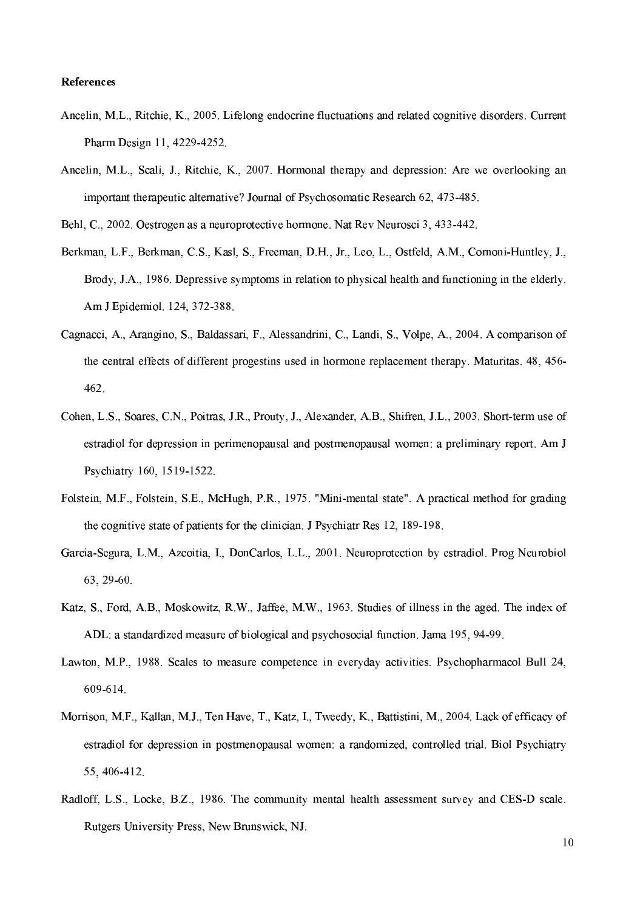**References**

Ancelin, M.L., Ritchie, K., 2005. Lifelong endocrine fluctuations and related cognitive disorders. Current Pharm Design 11, 4229-4252.

Ancelin, M.L., Scali, J., Ritchie, K., 2007. Hormonal therapy and depression: Are we overlooking an important therapeutic alternative? Journal of Psychosomatic Research 62, 473-485.

Behl, C., 2002. Oestrogen as a neuroprotective hormone. Nat Rev Neurosci 3, 433-442.

Berkman, L.F., Berkman, C.S., Kasl, S., Freeman, D.H., Jr., Leo, L., Ostfeld, A.M., Cornoni-Huntley, J., Brody, J.A., 1986. Depressive symptoms in relation to physical health and functioning in the elderly. Am J Epidemiol. 124, 372-388.

Cagnacci, A., Arangino, S., Baldassari, F., Alessandrini, C., Landi, S., Volpe, A., 2004. A comparison of the central effects of different progestins used in hormone replacement therapy. Maturitas. 48, 456-462.

Cohen, L.S., Soares, C.N., Poitras, J.R., Prouty, J., Alexander, A.B., Shifren, J.L., 2003. Short-term use of estradiol for depression in perimenopausal and postmenopausal women: a preliminary report. Am J Psychiatry 160, 1519-1522.

Folstein, M.F., Folstein, S.E., McHugh, P.R., 1975. "Mini-mental state". A practical method for grading the cognitive state of patients for the clinician. J Psychiatr Res 12, 189-198.

Garcia-Segura, L.M., Azcoitia, I., DonCarlos, L.L., 2001. Neuroprotection by estradiol. Prog Neurobiol 63, 29-60.

Katz, S., Ford, A.B., Moskowitz, R.W., Jaffee, M.W., 1963. Studies of illness in the aged. The index of ADL: a standardized measure of biological and psychosocial function. Jama 195, 94-99.

Lawton, M.P., 1988. Scales to measure competence in everyday activities. Psychopharmacol Bull 24, 609-614.

Morrison, M.F., Kallan, M.J., Ten Have, T., Katz, I., Tweedy, K., Battistini, M., 2004. Lack of efficacy of estradiol for depression in postmenopausal women: a randomized, controlled trial. Biol Psychiatry 55, 406-412.

Radloff, L.S., Locke, B.Z., 1986. The community mental health assessment survey and CES-D scale. Rutgers University Press, New Brunswick, NJ.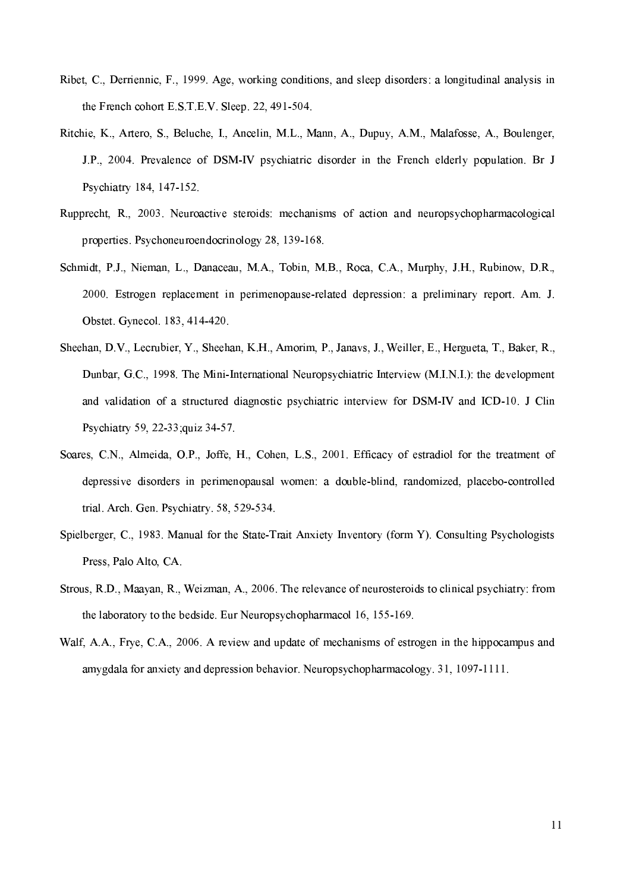Ribet, C., Derriennic, F., 1999. Age, working conditions, and sleep disorders: a longitudinal analysis in the French cohort E.S.T.E.V. Sleep. 22, 491-504.

Ritchie, K., Artero, S., Beluche, I., Ancelin, M.L., Mann, A., Dupuy, A.M., Malafosse, A., Boulenger, J.P., 2004. Prevalence of DSM-IV psychiatric disorder in the French elderly population. Br J Psychiatry 184, 147-152.

Rupprecht, R., 2003. Neuroactive steroids: mechanisms of action and neuropsychopharmacological properties. Psychoneuroendocrinology 28, 139-168.

Schmidt, P.J., Nieman, L., Danaceau, M.A., Tobin, M.B., Roca, C.A., Murphy, J.H., Rubinow, D.R., 2000. Estrogen replacement in perimenopause-related depression: a preliminary report. Am. J. Obstet. Gynecol. 183, 414-420.

Sheehan, D.V., Lecrubier, Y., Sheehan, K.H., Amorim, P., Janavs, J., Weiller, E., Hergueta, T., Baker, R., Dunbar, G.C., 1998. The Mini-International Neuropsychiatric Interview (M.I.N.I.): the development and validation of a structured diagnostic psychiatric interview for DSM-IV and ICD-10. J Clin Psychiatry 59, 22-33;quiz 34-57.

Soares, C.N., Almeida, O.P., Joffe, H., Cohen, L.S., 2001. Efficacy of estradiol for the treatment of depressive disorders in perimenopausal women: a double-blind, randomized, placebo-controlled trial. Arch. Gen. Psychiatry. 58, 529-534.

Spielberger, C., 1983. Manual for the State-Trait Anxiety Inventory (form Y). Consulting Psychologists Press, Palo Alto, CA.

Strous, R.D., Maayan, R., Weizman, A., 2006. The relevance of neurosteroids to clinical psychiatry: from the laboratory to the bedside. Eur Neuropsychopharmacol 16, 155-169.

Walf, A.A., Frye, C.A., 2006. A review and update of mechanisms of estrogen in the hippocampus and amygdala for anxiety and depression behavior. Neuropsychopharmacology. 31, 1097-1111.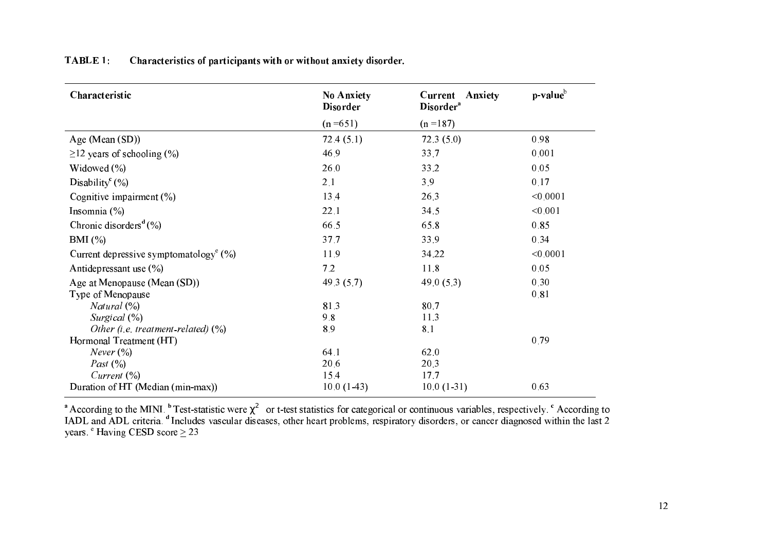**TABLE 1: Characteristics of participants with or without anxiety disorder.**

| Characteristic | No Anxiety Disorder (n =651) | Current Anxiety Disorder[a] (n =187) | p-value[b] |
|---|---|---|---|
| Age (Mean (SD)) | 72.4 (5.1) | 72.3 (5.0) | 0.98 |
| ≥12 years of schooling (%) | 46.9 | 33.7 | 0.001 |
| Widowed (%) | 26.0 | 33.2 | 0.05 |
| Disability[c] (%) | 2.1 | 3.9 | 0.17 |
| Cognitive impairment (%) | 13.4 | 26.3 | <0.0001 |
| Insomnia (%) | 22.1 | 34.5 | <0.001 |
| Chronic disorders[d] (%) | 66.5 | 65.8 | 0.85 |
| BMI (%) | 37.7 | 33.9 | 0.34 |
| Current depressive symptomatology[e] (%) | 11.9 | 34.22 | <0.0001 |
| Antidepressant use (%) | 7.2 | 11.8 | 0.05 |
| Age at Menopause (Mean (SD)) | 49.3 (5.7) | 49.0 (5.3) | 0.30 |
| Type of Menopause | | | 0.81 |
| *Natural* (%) | 81.3 | 80.7 | |
| *Surgical* (%) | 9.8 | 11.3 | |
| *Other (i.e. treatment-related)* (%) | 8.9 | 8.1 | |
| Hormonal Treatment (HT) | | | 0.79 |
| *Never* (%) | 64.1 | 62.0 | |
| *Past* (%) | 20.6 | 20.3 | |
| *Current* (%) | 15.4 | 17.7 | |
| Duration of HT (Median (min-max)) | 10.0 (1-43) | 10.0 (1-31) | 0.63 |

[a] According to the MINI. [b] Test-statistic were $\chi^2$ or t-test statistics for categorical or continuous variables, respectively. [c] According to IADL and ADL criteria. [d] Includes vascular diseases, other heart problems, respiratory disorders, or cancer diagnosed within the last 2 years. [e] Having CESD score ≥ 23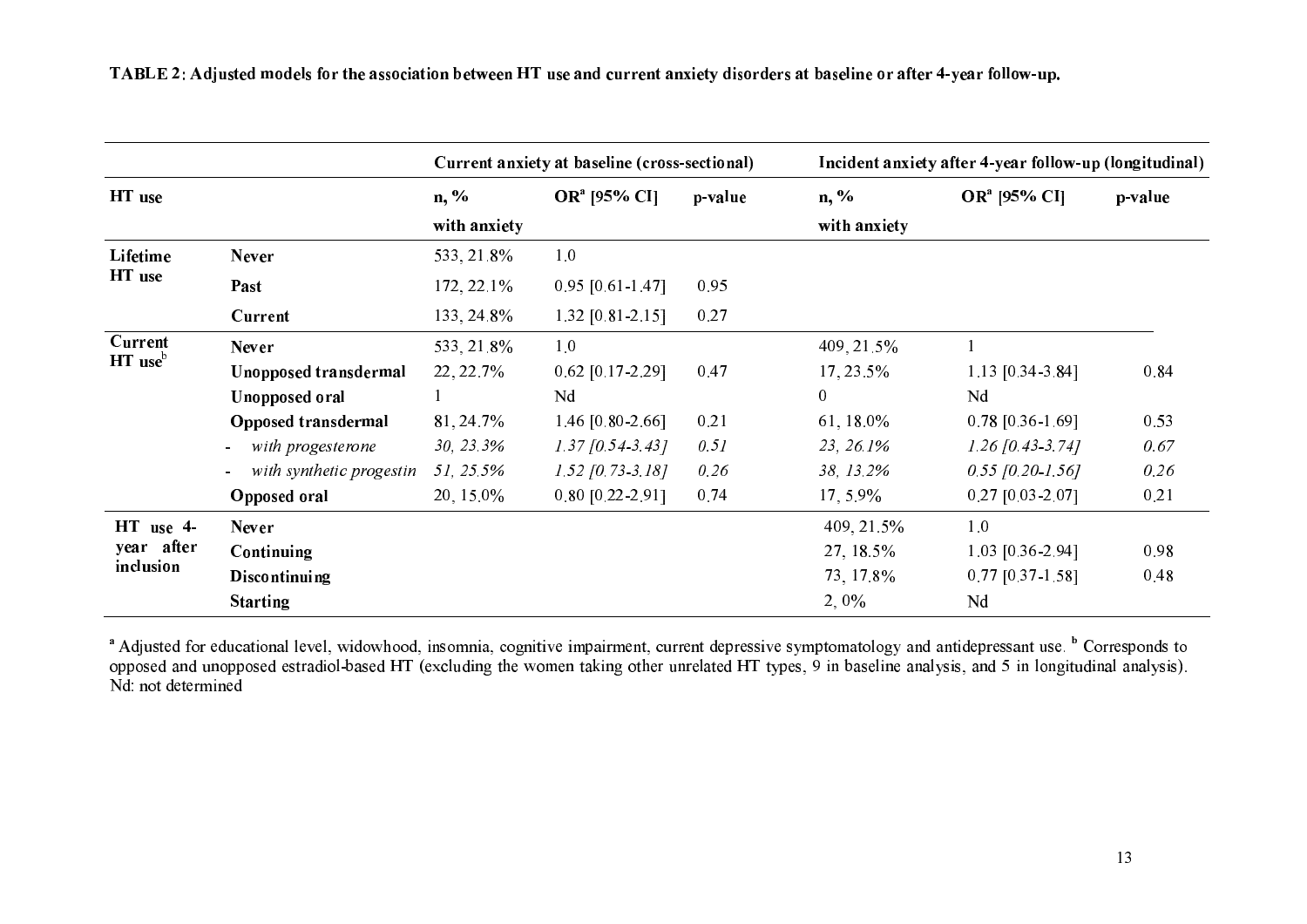**TABLE 2**: **Adjusted models for the association between HT use and current anxiety disorders at baseline or after 4-year follow-up.**

| | | Current anxiety at baseline (cross-sectional) | | | Incident anxiety after 4-year follow-up (longitudinal) | | |
|---|---|---|---|---|---|---|---|
| **HT use** | | **n, % with anxiety** | **OR[a] [95% CI]** | **p-value** | **n, % with anxiety** | **OR[a] [95% CI]** | **p-value** |
| **Lifetime HT use** | **Never** | 533, 21.8% | 1.0 | | | | |
| | **Past** | 172, 22.1% | 0.95 [0.61-1.47] | 0.95 | | | |
| | **Current** | 133, 24.8% | 1.32 [0.81-2.15] | 0.27 | | | |
| **Current HT use[b]** | **Never** | 533, 21.8% | 1.0 | | 409, 21.5% | 1 | |
| | **Unopposed transdermal** | 22, 22.7% | 0.62 [0.17-2.29] | 0.47 | 17, 23.5% | 1.13 [0.34-3.84] | 0.84 |
| | **Unopposed oral** | 1 | Nd | | 0 | Nd | |
| | **Opposed transdermal** | 81, 24.7% | 1.46 [0.80-2.66] | 0.21 | 61, 18.0% | 0.78 [0.36-1.69] | 0.53 |
| | - *with progesterone* | *30, 23.3%* | *1.37 [0.54-3.43]* | *0.51* | *23, 26.1%* | *1.26 [0.43-3.74]* | *0.67* |
| | - *with synthetic progestin* | *51, 25.5%* | *1.52 [0.73-3.18]* | *0.26* | *38, 13.2%* | *0.55 [0.20-1.56]* | *0.26* |
| | **Opposed oral** | 20, 15.0% | 0.80 [0.22-2.91] | 0.74 | 17, 5.9% | 0.27 [0.03-2.07] | 0.21 |
| **HT use 4-year after inclusion** | **Never** | | | | 409, 21.5% | 1.0 | |
| | **Continuing** | | | | 27, 18.5% | 1.03 [0.36-2.94] | 0.98 |
| | **Discontinuing** | | | | 73, 17.8% | 0.77 [0.37-1.58] | 0.48 |
| | **Starting** | | | | 2, 0% | Nd | |

[a] Adjusted for educational level, widowhood, insomnia, cognitive impairment, current depressive symptomatology and antidepressant use. [b] Corresponds to opposed and unopposed estradiol-based HT (excluding the women taking other unrelated HT types, 9 in baseline analysis, and 5 in longitudinal analysis). Nd: not determined